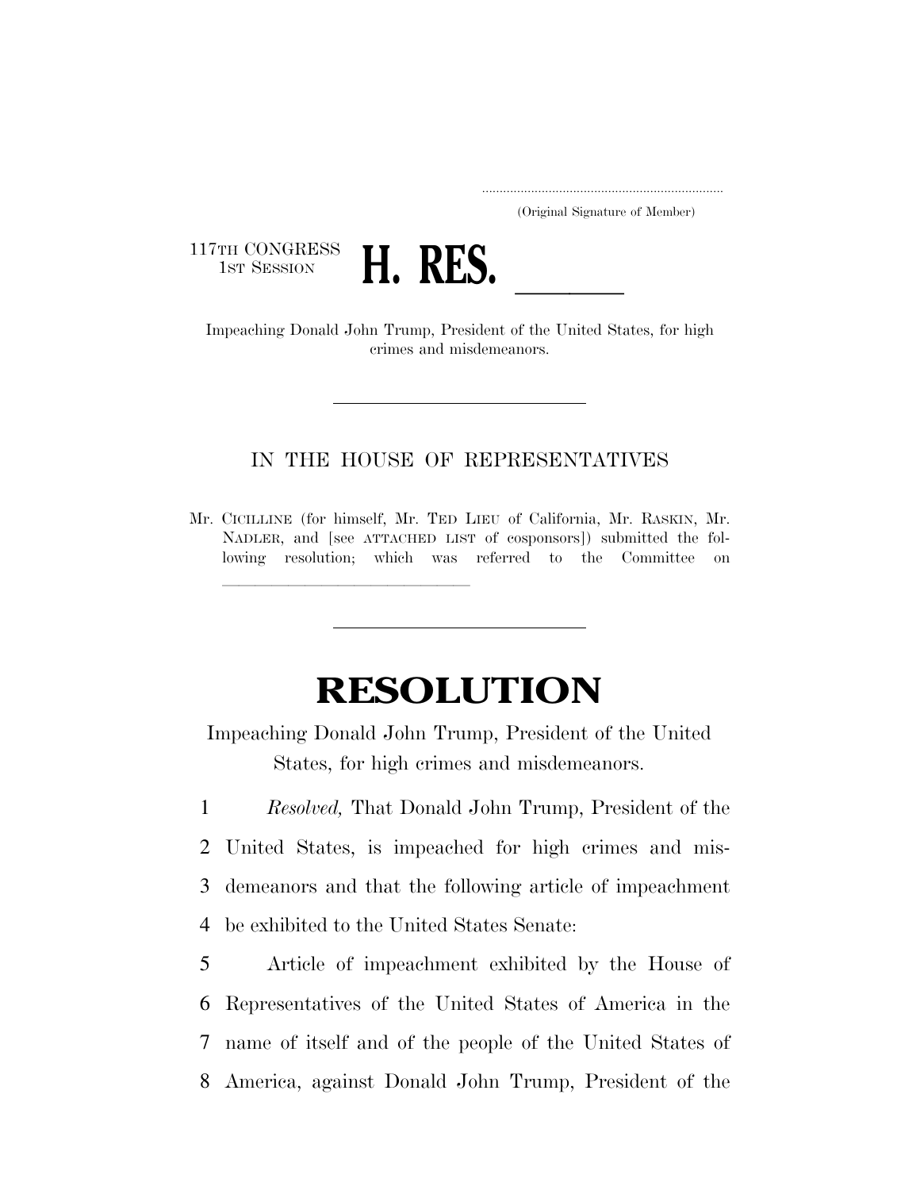..................................................................

(Original Signature of Member)

117TH CONGRESS
1ST SESSION

# H. RES. \_\_\_\_\_\_

Impeaching Donald John Trump, President of the United States, for high crimes and misdemeanors.

---

IN THE HOUSE OF REPRESENTATIVES

Mr. CICILLINE (for himself, Mr. TED LIEU of California, Mr. RASKIN, Mr. NADLER, and [see ATTACHED LIST of cosponsors]) submitted the following resolution; which was referred to the Committee on \_\_\_\_\_\_\_\_\_\_\_\_\_\_\_\_\_\_\_\_\_\_\_\_\_\_\_\_\_\_

---

# RESOLUTION

Impeaching Donald John Trump, President of the United States, for high crimes and misdemeanors.

1 *Resolved,* That Donald John Trump, President of the
2 United States, is impeached for high crimes and mis-
3 demeanors and that the following article of impeachment
4 be exhibited to the United States Senate:

5 Article of impeachment exhibited by the House of
6 Representatives of the United States of America in the
7 name of itself and of the people of the United States of
8 America, against Donald John Trump, President of the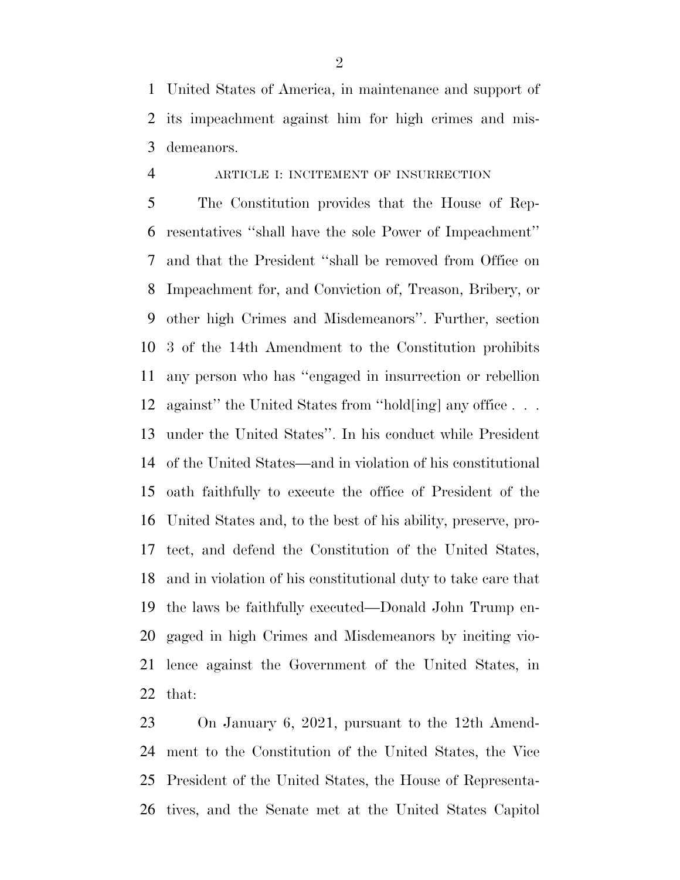United States of America, in maintenance and support of its impeachment against him for high crimes and misdemeanors.

ARTICLE I: INCITEMENT OF INSURRECTION

The Constitution provides that the House of Representatives "shall have the sole Power of Impeachment" and that the President "shall be removed from Office on Impeachment for, and Conviction of, Treason, Bribery, or other high Crimes and Misdemeanors". Further, section 3 of the 14th Amendment to the Constitution prohibits any person who has "engaged in insurrection or rebellion against" the United States from "hold[ing] any office . . . under the United States". In his conduct while President of the United States—and in violation of his constitutional oath faithfully to execute the office of President of the United States and, to the best of his ability, preserve, protect, and defend the Constitution of the United States, and in violation of his constitutional duty to take care that the laws be faithfully executed—Donald John Trump engaged in high Crimes and Misdemeanors by inciting violence against the Government of the United States, in that:

On January 6, 2021, pursuant to the 12th Amendment to the Constitution of the United States, the Vice President of the United States, the House of Representatives, and the Senate met at the United States Capitol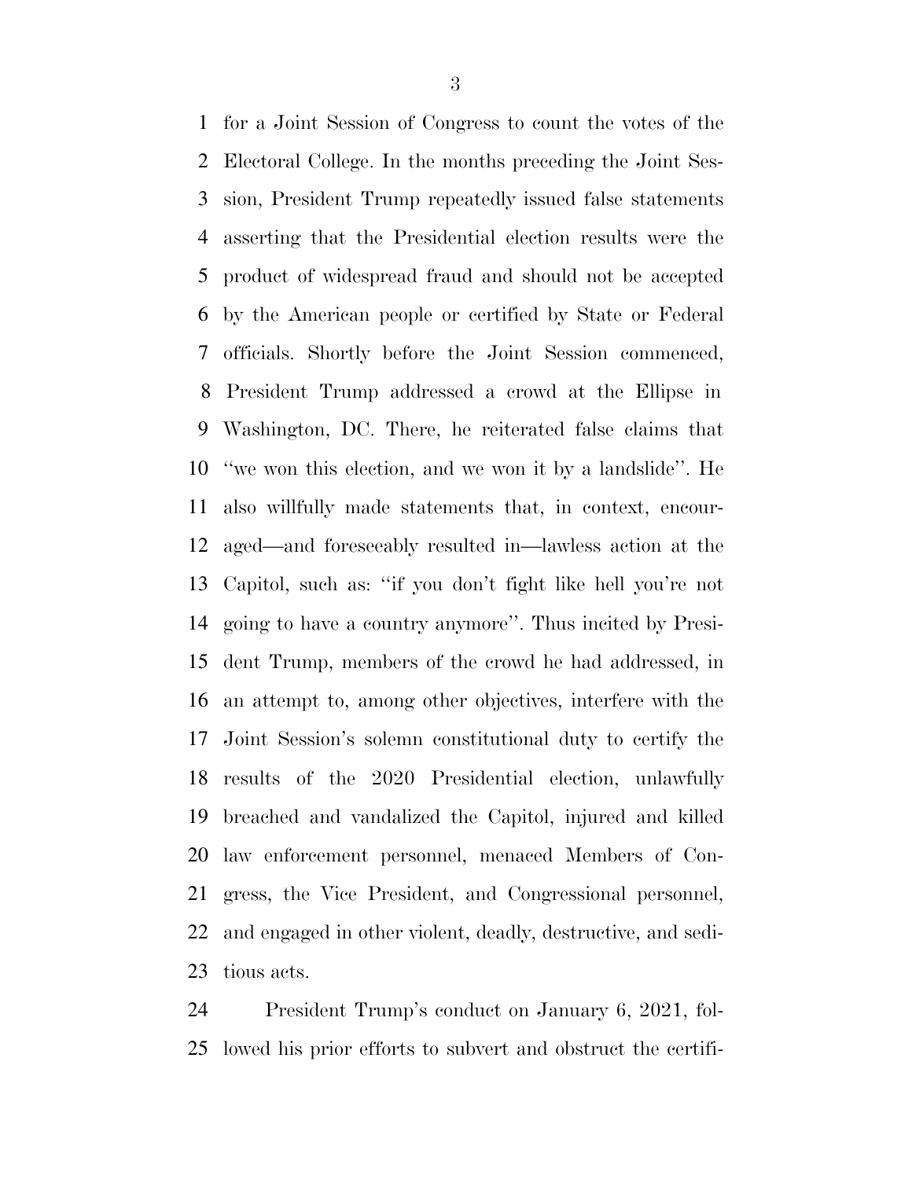for a Joint Session of Congress to count the votes of the Electoral College. In the months preceding the Joint Session, President Trump repeatedly issued false statements asserting that the Presidential election results were the product of widespread fraud and should not be accepted by the American people or certified by State or Federal officials. Shortly before the Joint Session commenced, President Trump addressed a crowd at the Ellipse in Washington, DC. There, he reiterated false claims that ''we won this election, and we won it by a landslide''. He also willfully made statements that, in context, encouraged—and foreseeably resulted in—lawless action at the Capitol, such as: ''if you don't fight like hell you're not going to have a country anymore''. Thus incited by President Trump, members of the crowd he had addressed, in an attempt to, among other objectives, interfere with the Joint Session's solemn constitutional duty to certify the results of the 2020 Presidential election, unlawfully breached and vandalized the Capitol, injured and killed law enforcement personnel, menaced Members of Congress, the Vice President, and Congressional personnel, and engaged in other violent, deadly, destructive, and seditious acts.

President Trump's conduct on January 6, 2021, followed his prior efforts to subvert and obstruct the certifi-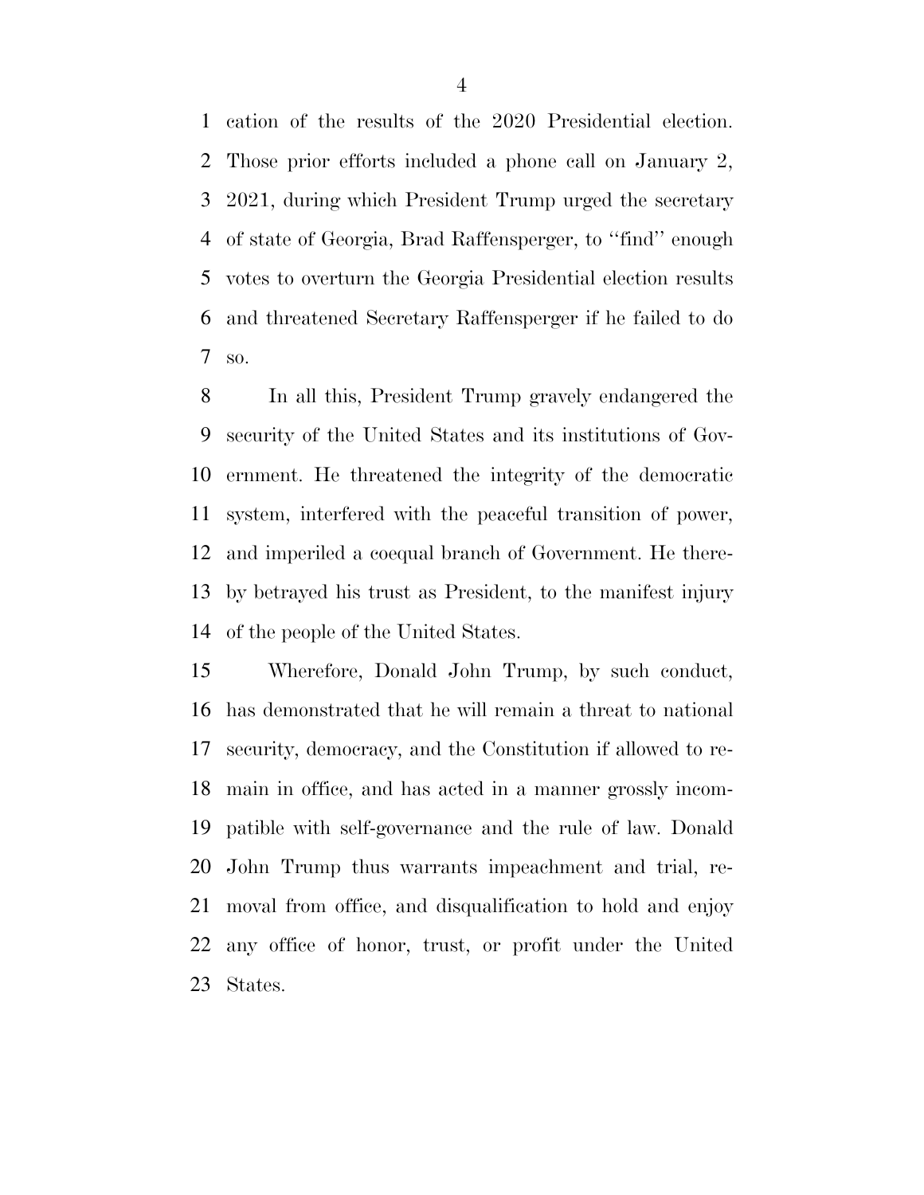cation of the results of the 2020 Presidential election. Those prior efforts included a phone call on January 2, 2021, during which President Trump urged the secretary of state of Georgia, Brad Raffensperger, to ''find'' enough votes to overturn the Georgia Presidential election results and threatened Secretary Raffensperger if he failed to do so.

In all this, President Trump gravely endangered the security of the United States and its institutions of Government. He threatened the integrity of the democratic system, interfered with the peaceful transition of power, and imperiled a coequal branch of Government. He thereby betrayed his trust as President, to the manifest injury of the people of the United States.

Wherefore, Donald John Trump, by such conduct, has demonstrated that he will remain a threat to national security, democracy, and the Constitution if allowed to remain in office, and has acted in a manner grossly incompatible with self-governance and the rule of law. Donald John Trump thus warrants impeachment and trial, removal from office, and disqualification to hold and enjoy any office of honor, trust, or profit under the United States.